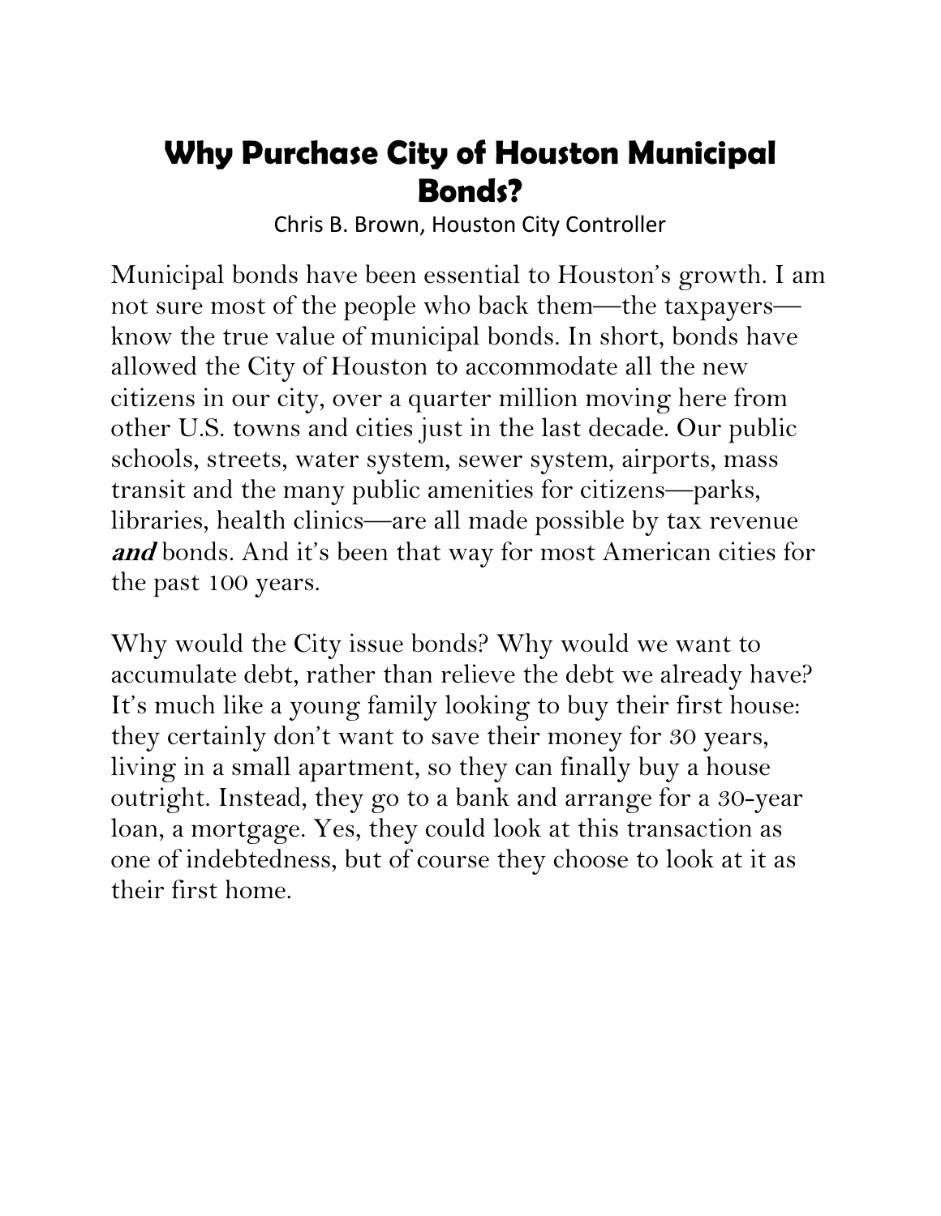# Why Purchase City of Houston Municipal Bonds?

Chris B. Brown, Houston City Controller

Municipal bonds have been essential to Houston's growth. I am not sure most of the people who back them—the taxpayers—know the true value of municipal bonds. In short, bonds have allowed the City of Houston to accommodate all the new citizens in our city, over a quarter million moving here from other U.S. towns and cities just in the last decade. Our public schools, streets, water system, sewer system, airports, mass transit and the many public amenities for citizens—parks, libraries, health clinics—are all made possible by tax revenue ***and*** bonds. And it's been that way for most American cities for the past 100 years.

Why would the City issue bonds? Why would we want to accumulate debt, rather than relieve the debt we already have? It's much like a young family looking to buy their first house: they certainly don't want to save their money for 30 years, living in a small apartment, so they can finally buy a house outright. Instead, they go to a bank and arrange for a 30-year loan, a mortgage. Yes, they could look at this transaction as one of indebtedness, but of course they choose to look at it as their first home.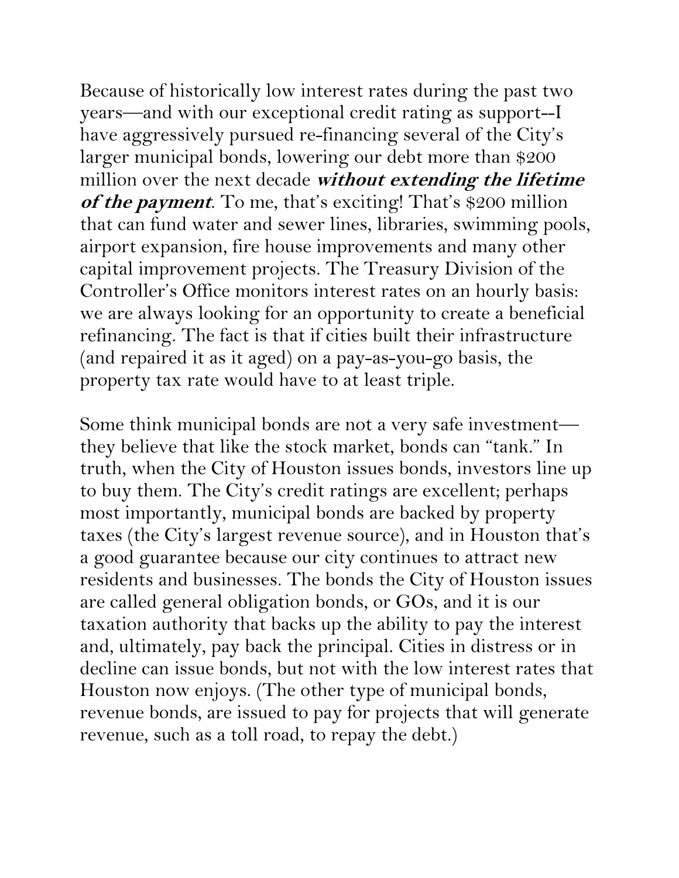Because of historically low interest rates during the past two years—and with our exceptional credit rating as support--I have aggressively pursued re-financing several of the City's larger municipal bonds, lowering our debt more than $200 million over the next decade ***without extending the lifetime of the payment***. To me, that's exciting! That's $200 million that can fund water and sewer lines, libraries, swimming pools, airport expansion, fire house improvements and many other capital improvement projects. The Treasury Division of the Controller's Office monitors interest rates on an hourly basis: we are always looking for an opportunity to create a beneficial refinancing. The fact is that if cities built their infrastructure (and repaired it as it aged) on a pay-as-you-go basis, the property tax rate would have to at least triple.

Some think municipal bonds are not a very safe investment—they believe that like the stock market, bonds can "tank." In truth, when the City of Houston issues bonds, investors line up to buy them. The City's credit ratings are excellent; perhaps most importantly, municipal bonds are backed by property taxes (the City's largest revenue source), and in Houston that's a good guarantee because our city continues to attract new residents and businesses. The bonds the City of Houston issues are called general obligation bonds, or GOs, and it is our taxation authority that backs up the ability to pay the interest and, ultimately, pay back the principal. Cities in distress or in decline can issue bonds, but not with the low interest rates that Houston now enjoys. (The other type of municipal bonds, revenue bonds, are issued to pay for projects that will generate revenue, such as a toll road, to repay the debt.)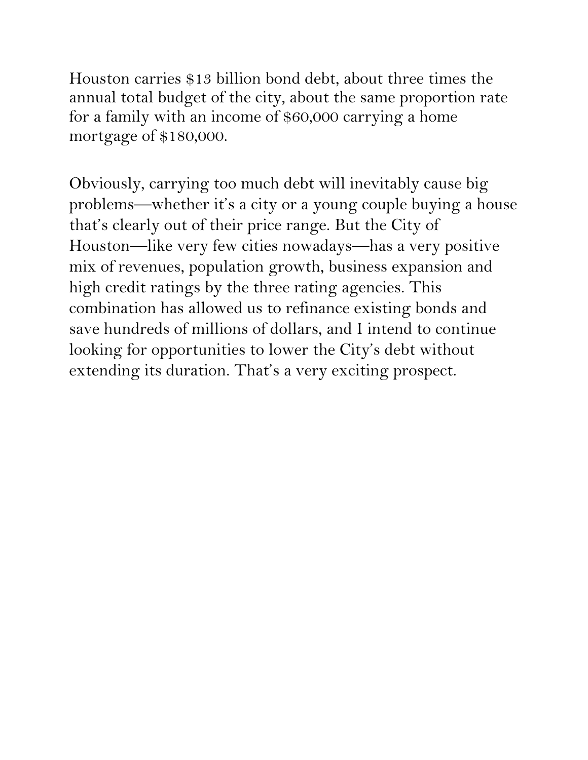Houston carries $13 billion bond debt, about three times the annual total budget of the city, about the same proportion rate for a family with an income of $60,000 carrying a home mortgage of $180,000.

Obviously, carrying too much debt will inevitably cause big problems—whether it's a city or a young couple buying a house that's clearly out of their price range. But the City of Houston—like very few cities nowadays—has a very positive mix of revenues, population growth, business expansion and high credit ratings by the three rating agencies. This combination has allowed us to refinance existing bonds and save hundreds of millions of dollars, and I intend to continue looking for opportunities to lower the City's debt without extending its duration. That's a very exciting prospect.